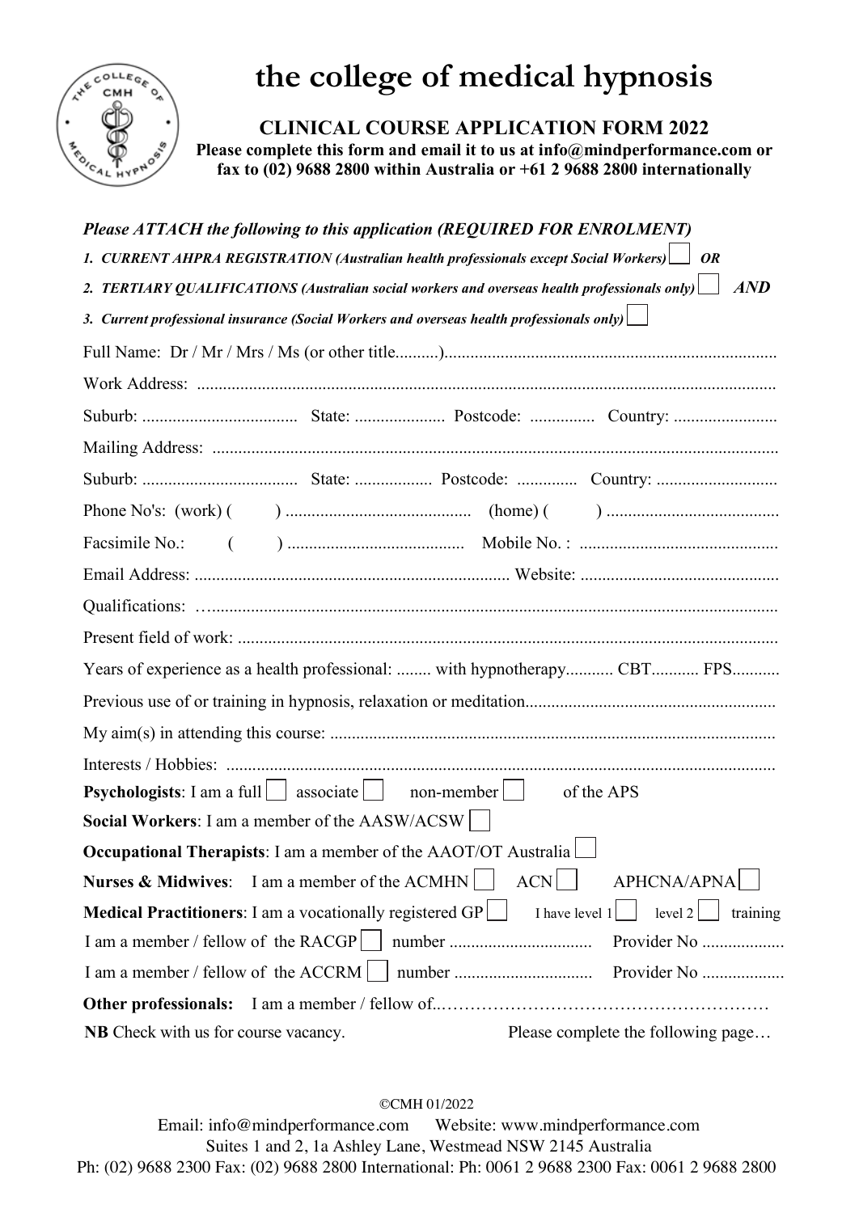# the college of medical hypnosis

## CLINICAL COURSE APPLICATION FORM 2022

**Please complete this form and email it to us at info@mindperformance.com or fax to (02) 9688 2800 within Australia or +61 2 9688 2800 internationally**

***Please ATTACH the following to this application (REQUIRED FOR ENROLMENT)***

1. ***CURRENT AHPRA REGISTRATION (Australian health professionals except Social Workers)*** ☐ ***OR***
2. ***TERTIARY QUALIFICATIONS (Australian social workers and overseas health professionals only)*** ☐ ***AND***
3. ***Current professional insurance (Social Workers and overseas health professionals only)*** ☐

Full Name: Dr / Mr / Mrs / Ms (or other title..........)............................................................................

Work Address: ......................................................................................................................................

Suburb: .................................... State: ..................... Postcode: ............... Country: ........................

Mailing Address: ..................................................................................................................................

Suburb: .................................... State: .................. Postcode: .............. Country: ............................

Phone No's: (work) ( ) .......................................... (home) ( ) .......................................

Facsimile No.: ( ) ........................................ Mobile No. : ..............................................

Email Address: ......................................................................... Website: ..............................................

Qualifications: …...................................................................................................................................

Present field of work: ............................................................................................................................

Years of experience as a health professional: ........ with hypnotherapy........... CBT........... FPS...........

Previous use of or training in hypnosis, relaxation or meditation..........................................................

My aim(s) in attending this course: ......................................................................................................

Interests / Hobbies: ...............................................................................................................................

**Psychologists**: I am a full ☐ associate ☐ non-member ☐ of the APS

**Social Workers**: I am a member of the AASW/ACSW ☐

**Occupational Therapists**: I am a member of the AAOT/OT Australia ☐

**Nurses & Midwives**: I am a member of the ACMHN ☐ ACN ☐ APHCNA/APNA ☐

**Medical Practitioners**: I am a vocationally registered GP ☐ I have level 1 ☐ level 2 ☐ training

I am a member / fellow of the RACGP ☐ number ................................. Provider No ...................

I am a member / fellow of the ACCRM ☐ number ................................ Provider No ...................

**Other professionals:** I am a member / fellow of..…………………………………………………

**NB** Check with us for course vacancy. Please complete the following page…

©CMH 01/2022

Email: info@mindperformance.com Website: www.mindperformance.com
Suites 1 and 2, 1a Ashley Lane, Westmead NSW 2145 Australia
Ph: (02) 9688 2300 Fax: (02) 9688 2800 International: Ph: 0061 2 9688 2300 Fax: 0061 2 9688 2800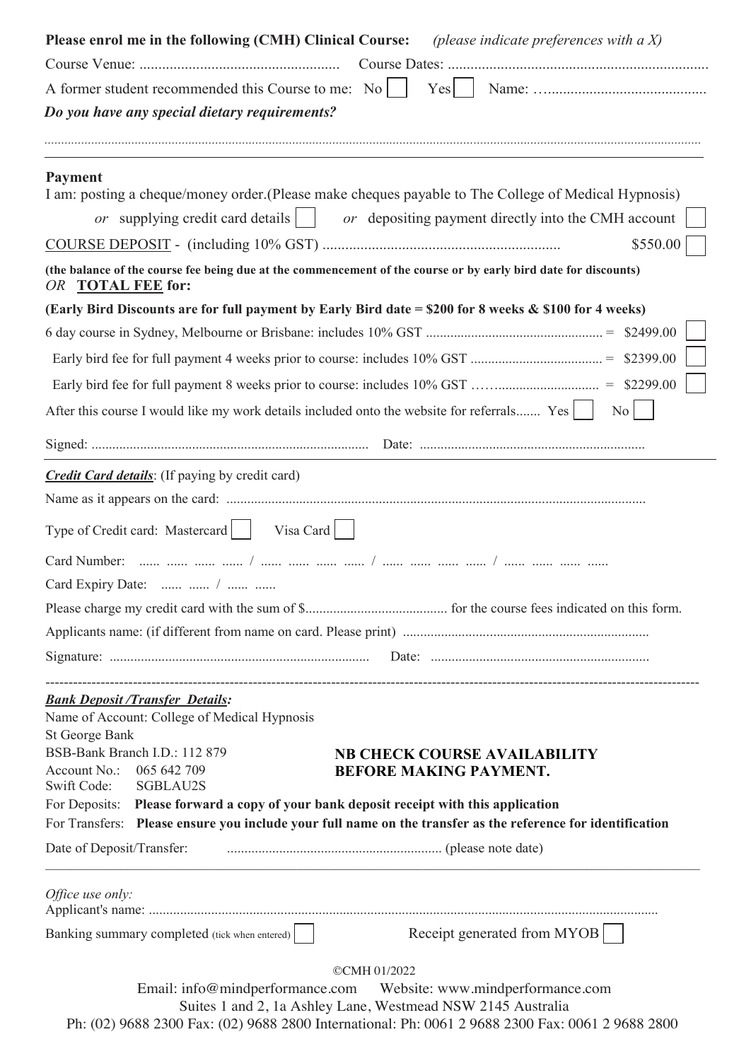**Please enrol me in the following (CMH) Clinical Course:** *(please indicate preferences with a X)*

Course Venue: ..................................................... Course Dates: .....................................................................

A former student recommended this Course to me: No ☐ Yes ☐ Name: …..........................................

***Do you have any special dietary requirements?***

.......................................................................................................................................................................

**Payment**

I am: posting a cheque/money order.(Please make cheques payable to The College of Medical Hypnosis)

*or* supplying credit card details ☐ *or* depositing payment directly into the CMH account ☐

COURSE DEPOSIT - (including 10% GST) ............................................................... $550.00 ☐

**(the balance of the course fee being due at the commencement of the course or by early bird date for discounts)**

*OR* **TOTAL FEE for:**

**(Early Bird Discounts are for full payment by Early Bird date = $200 for 8 weeks & $100 for 4 weeks)**

6 day course in Sydney, Melbourne or Brisbane: includes 10% GST .................................................. = $2499.00 ☐

Early bird fee for full payment 4 weeks prior to course: includes 10% GST ..................................... = $2399.00 ☐

Early bird fee for full payment 8 weeks prior to course: includes 10% GST ……............................ = $2299.00 ☐

After this course I would like my work details included onto the website for referrals....... Yes ☐ No ☐

Signed: ............................................................................... Date: ................................................................

***Credit Card details***: (If paying by credit card)

Name as it appears on the card: ........................................................................................................................

Type of Credit card: Mastercard ☐ Visa Card ☐

Card Number: ...... ...... ...... ...... / ...... ...... ...... ...... / ...... ...... ...... ...... / ...... ...... ...... ......

Card Expiry Date: ...... ...... / ...... ......

Please charge my credit card with the sum of $......................................... for the course fees indicated on this form.

Applicants name: (if different from name on card. Please print) .....................................................................

Signature: .......................................................................... Date: ..............................................................

---

***Bank Deposit /Transfer Details:***

Name of Account: College of Medical Hypnosis
St George Bank
BSB-Bank Branch I.D.: 112 879
Account No.: 065 642 709
Swift Code: SGBLAU2S

**NB CHECK COURSE AVAILABILITY BEFORE MAKING PAYMENT.**

For Deposits: **Please forward a copy of your bank deposit receipt with this application**

For Transfers: **Please ensure you include your full name on the transfer as the reference for identification**

Date of Deposit/Transfer: ............................................................. (please note date)

*Office use only:*

Applicant's name: ................................................................................................................................................

Banking summary completed (tick when entered) ☐ Receipt generated from MYOB ☐

©CMH 01/2022

Email: info@mindperformance.com Website: www.mindperformance.com
Suites 1 and 2, 1a Ashley Lane, Westmead NSW 2145 Australia
Ph: (02) 9688 2300 Fax: (02) 9688 2800 International: Ph: 0061 2 9688 2300 Fax: 0061 2 9688 2800